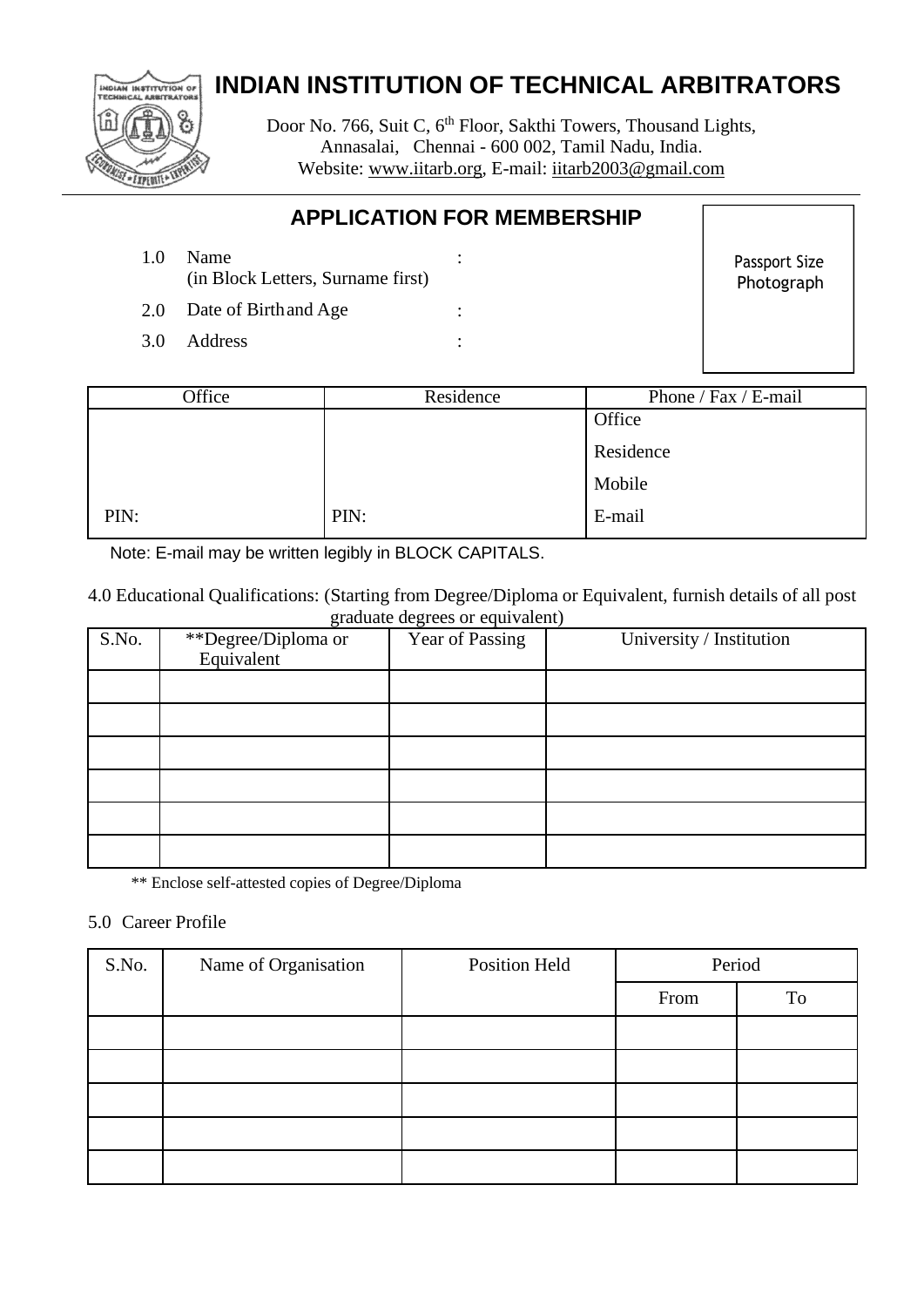# INDIAN INSTITUTION OF TECHNICAL ARBITRATORS

Door No. 766, Suit C, 6th Floor, Sakthi Towers, Thousand Lights, Annasalai, Chennai - 600 002, Tamil Nadu, India.
Website: www.iitarb.org, E-mail: iitarb2003@gmail.com

## APPLICATION FOR MEMBERSHIP

Passport Size Photograph

1.0 Name (in Block Letters, Surname first) :

2.0 Date of Birth and Age :

3.0 Address :

| Office | Residence | Phone / Fax / E-mail |
|---|---|---|
| | | Office |
| | | Residence |
| | | Mobile |
| PIN: | PIN: | E-mail |

Note: E-mail may be written legibly in BLOCK CAPITALS.

4.0 Educational Qualifications: (Starting from Degree/Diploma or Equivalent, furnish details of all post graduate degrees or equivalent)

| S.No. | **Degree/Diploma or Equivalent | Year of Passing | University / Institution |
|---|---|---|---|
| | | | |
| | | | |
| | | | |
| | | | |
| | | | |
| | | | |

** Enclose self-attested copies of Degree/Diploma

5.0 Career Profile

| S.No. | Name of Organisation | Position Held | Period | |
|---|---|---|---|---|
| | | | From | To |
| | | | | |
| | | | | |
| | | | | |
| | | | | |
| | | | | |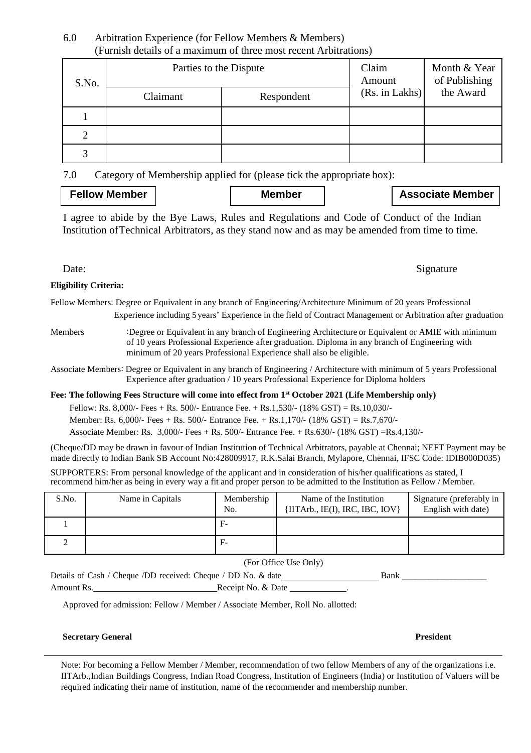## 6.0 Arbitration Experience (for Fellow Members & Members)

(Furnish details of a maximum of three most recent Arbitrations)

| S.No. | Parties to the Dispute | | Claim Amount (Rs. in Lakhs) | Month & Year of Publishing the Award |
|---|---|---|---|---|
| | Claimant | Respondent | | |
| 1 | | | | |
| 2 | | | | |
| 3 | | | | |

## 7.0 Category of Membership applied for (please tick the appropriate box):

**Fellow Member** **Member** **Associate Member**

I agree to abide by the Bye Laws, Rules and Regulations and Code of Conduct of the Indian Institution ofTechnical Arbitrators, as they stand now and as may be amended from time to time.

Date: Signature

**Eligibility Criteria:**

Fellow Members: Degree or Equivalent in any branch of Engineering/Architecture Minimum of 20 years Professional Experience including 5 years' Experience in the field of Contract Management or Arbitration after graduation

Members :Degree or Equivalent in any branch of Engineering Architecture or Equivalent or AMIE with minimum of 10 years Professional Experience after graduation. Diploma in any branch of Engineering with minimum of 20 years Professional Experience shall also be eligible.

Associate Members: Degree or Equivalent in any branch of Engineering / Architecture with minimum of 5 years Professional Experience after graduation / 10 years Professional Experience for Diploma holders

**Fee: The following Fees Structure will come into effect from 1st October 2021 (Life Membership only)**

Fellow: Rs. 8,000/- Fees + Rs. 500/- Entrance Fee. + Rs.1,530/- (18% GST) = Rs.10,030/-

Member: Rs. 6,000/- Fees + Rs. 500/- Entrance Fee. + Rs.1,170/- (18% GST) = Rs.7,670/-

Associate Member: Rs. 3,000/- Fees + Rs. 500/- Entrance Fee. + Rs.630/- (18% GST) =Rs.4,130/-

(Cheque/DD may be drawn in favour of Indian Institution of Technical Arbitrators, payable at Chennai; NEFT Payment may be made directly to Indian Bank SB Account No:428009917, R.K.Salai Branch, Mylapore, Chennai, IFSC Code: IDIB000D035)

SUPPORTERS: From personal knowledge of the applicant and in consideration of his/her qualifications as stated, I recommend him/her as being in every way a fit and proper person to be admitted to the Institution as Fellow / Member.

| S.No. | Name in Capitals | Membership No. | Name of the Institution {IITArb., IE(I), IRC, IBC, IOV} | Signature (preferably in English with date) |
|---|---|---|---|---|
| 1 | | F- | | |
| 2 | | F- | | |

(For Office Use Only)

Details of Cash / Cheque /DD received: Cheque / DD No. & date\_\_\_\_\_\_\_\_\_\_\_\_\_\_\_\_\_\_\_\_ Bank \_\_\_\_\_\_\_\_\_\_\_\_\_\_\_\_\_\_\_\_

Amount Rs.\_\_\_\_\_\_\_\_\_\_\_\_\_\_\_\_\_\_\_\_\_\_\_\_\_\_Receipt No. & Date \_\_\_\_\_\_\_\_\_\_\_\_.

Approved for admission: Fellow / Member / Associate Member, Roll No. allotted:

**Secretary General** **President**

Note: For becoming a Fellow Member / Member, recommendation of two fellow Members of any of the organizations i.e. IITArb.,Indian Buildings Congress, Indian Road Congress, Institution of Engineers (India) or Institution of Valuers will be required indicating their name of institution, name of the recommender and membership number.